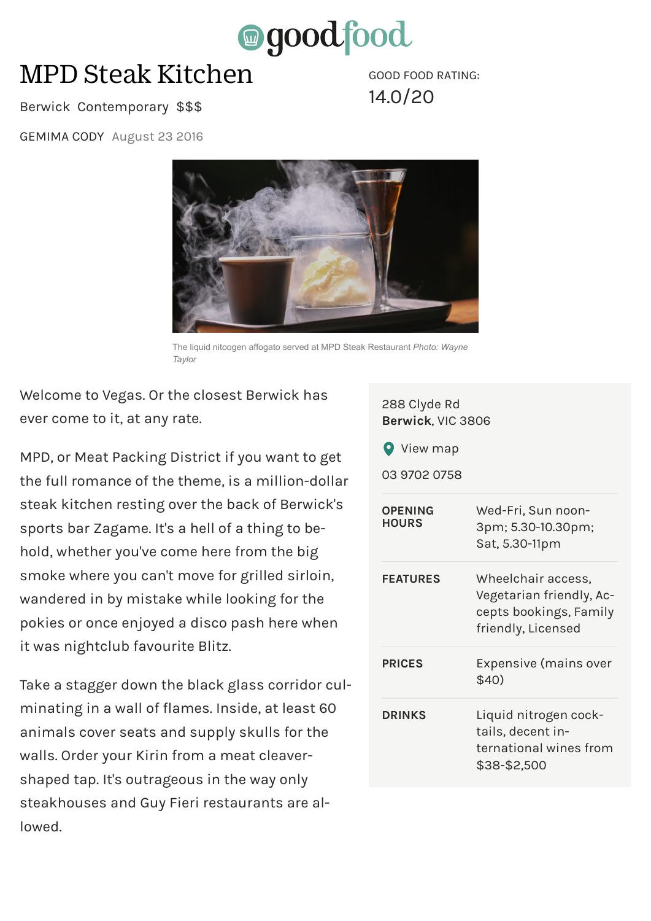goodfood

# MPD Steak Kitchen

Berwick Contemporary $$$

GOOD FOOD RATING:
14.0/20

GEMIMA CODY August 23 2016

The liquid nitoogen affogato served at MPD Steak Restaurant *Photo: Wayne Taylor*

Welcome to Vegas. Or the closest Berwick has ever come to it, at any rate.

MPD, or Meat Packing District if you want to get the full romance of the theme, is a million-dollar steak kitchen resting over the back of Berwick's sports bar Zagame. It's a hell of a thing to behold, whether you've come here from the big smoke where you can't move for grilled sirloin, wandered in by mistake while looking for the pokies or once enjoyed a disco pash here when it was nightclub favourite Blitz.

Take a stagger down the black glass corridor culminating in a wall of flames. Inside, at least 60 animals cover seats and supply skulls for the walls. Order your Kirin from a meat cleaver-shaped tap. It's outrageous in the way only steakhouses and Guy Fieri restaurants are allowed.

288 Clyde Rd
**Berwick**, VIC 3806

View map

03 9702 0758

| | |
|---|---|
| **OPENING HOURS** | Wed-Fri, Sun noon-3pm; 5.30-10.30pm; Sat, 5.30-11pm |
| **FEATURES** | Wheelchair access, Vegetarian friendly, Accepts bookings, Family friendly, Licensed |
| **PRICES** | Expensive (mains over $40) |
| **DRINKS** | Liquid nitrogen cocktails, decent international wines from $38-$2,500 |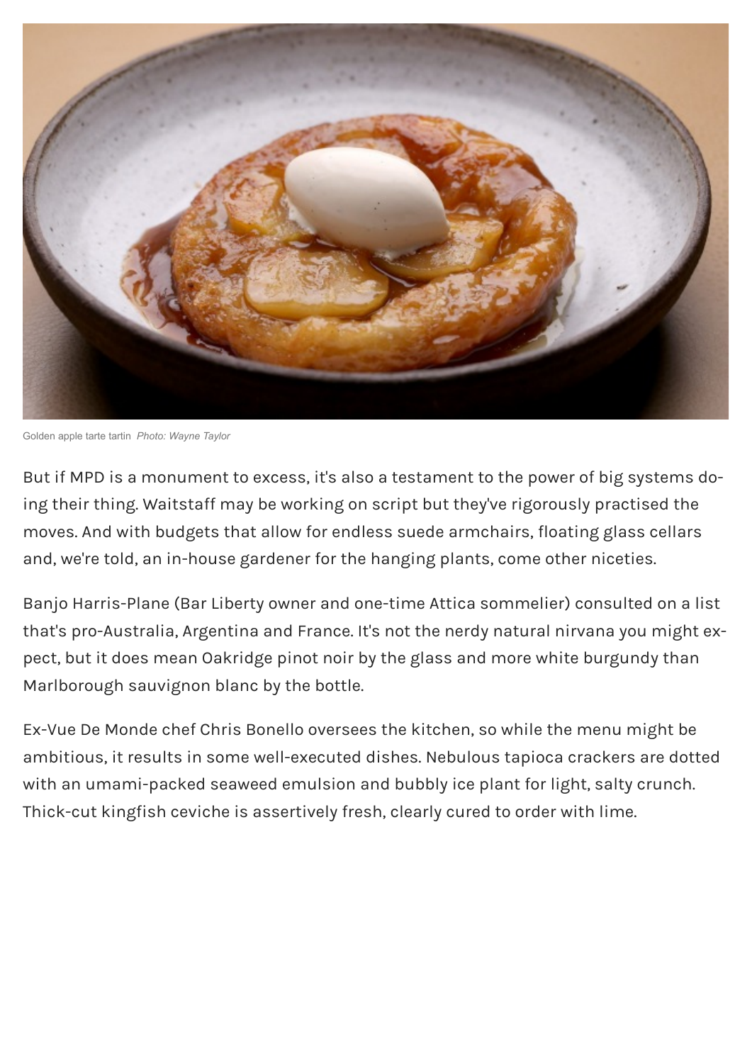Golden apple tarte tartin *Photo: Wayne Taylor*

But if MPD is a monument to excess, it's also a testament to the power of big systems doing their thing. Waitstaff may be working on script but they've rigorously practised the moves. And with budgets that allow for endless suede armchairs, floating glass cellars and, we're told, an in-house gardener for the hanging plants, come other niceties.

Banjo Harris-Plane (Bar Liberty owner and one-time Attica sommelier) consulted on a list that's pro-Australia, Argentina and France. It's not the nerdy natural nirvana you might expect, but it does mean Oakridge pinot noir by the glass and more white burgundy than Marlborough sauvignon blanc by the bottle.

Ex-Vue De Monde chef Chris Bonello oversees the kitchen, so while the menu might be ambitious, it results in some well-executed dishes. Nebulous tapioca crackers are dotted with an umami-packed seaweed emulsion and bubbly ice plant for light, salty crunch. Thick-cut kingfish ceviche is assertively fresh, clearly cured to order with lime.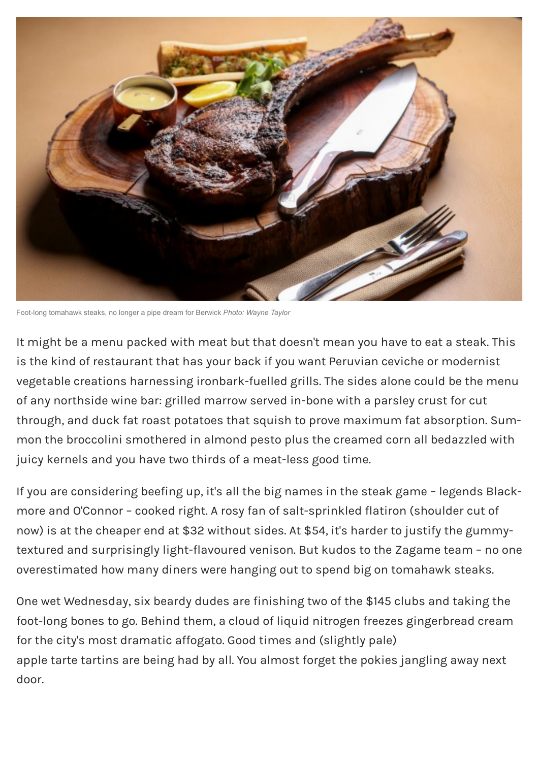Foot-long tomahawk steaks, no longer a pipe dream for Berwick *Photo: Wayne Taylor*

It might be a menu packed with meat but that doesn't mean you have to eat a steak. This is the kind of restaurant that has your back if you want Peruvian ceviche or modernist vegetable creations harnessing ironbark-fuelled grills. The sides alone could be the menu of any northside wine bar: grilled marrow served in-bone with a parsley crust for cut through, and duck fat roast potatoes that squish to prove maximum fat absorption. Summon the broccolini smothered in almond pesto plus the creamed corn all bedazzled with juicy kernels and you have two thirds of a meat-less good time.

If you are considering beefing up, it's all the big names in the steak game – legends Blackmore and O'Connor – cooked right. A rosy fan of salt-sprinkled flatiron (shoulder cut of now) is at the cheaper end at $32 without sides. At $54, it's harder to justify the gummy-textured and surprisingly light-flavoured venison. But kudos to the Zagame team – no one overestimated how many diners were hanging out to spend big on tomahawk steaks.

One wet Wednesday, six beardy dudes are finishing two of the $145 clubs and taking the foot-long bones to go. Behind them, a cloud of liquid nitrogen freezes gingerbread cream for the city's most dramatic affogato. Good times and (slightly pale) apple tarte tartins are being had by all. You almost forget the pokies jangling away next door.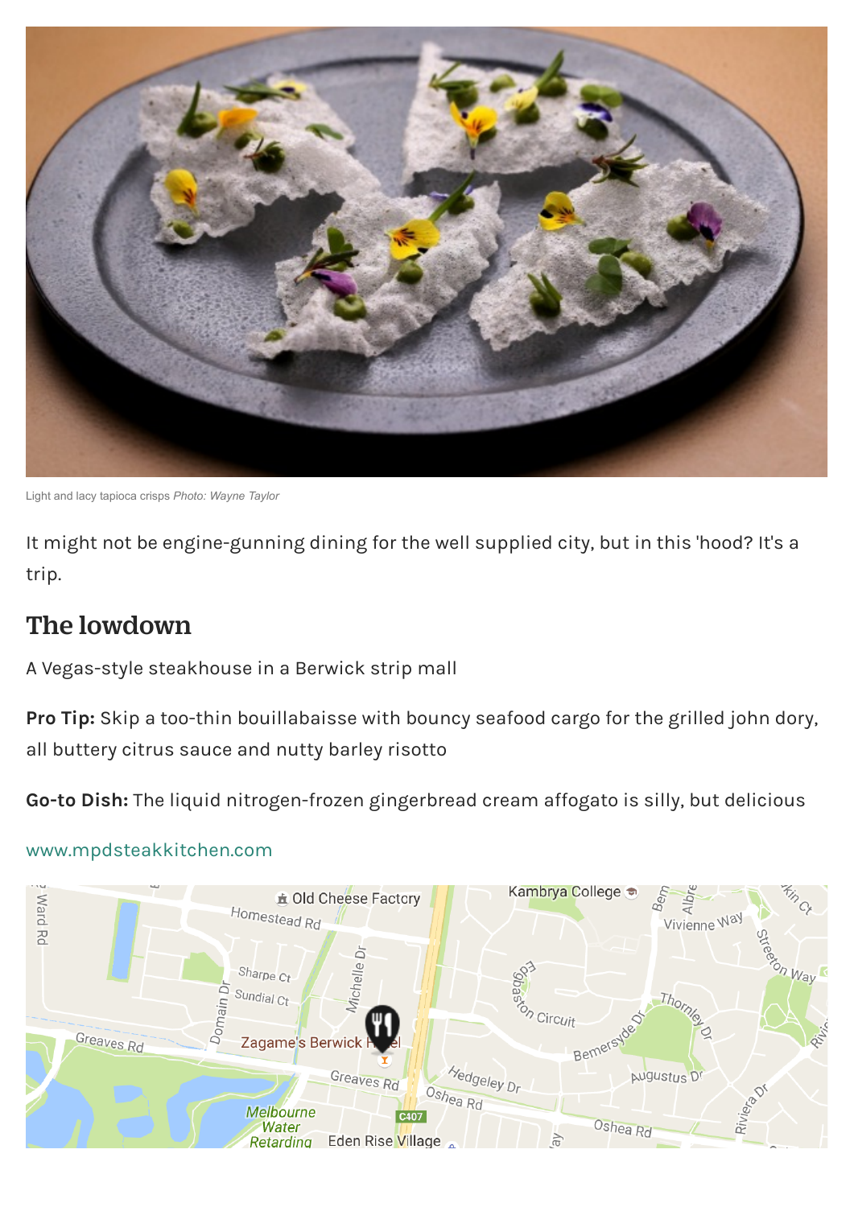Light and lacy tapioca crisps *Photo: Wayne Taylor*

It might not be engine-gunning dining for the well supplied city, but in this 'hood? It's a trip.

## The lowdown

A Vegas-style steakhouse in a Berwick strip mall

**Pro Tip:** Skip a too-thin bouillabaisse with bouncy seafood cargo for the grilled john dory, all buttery citrus sauce and nutty barley risotto

**Go-to Dish:** The liquid nitrogen-frozen gingerbread cream affogato is silly, but delicious

www.mpdsteakkitchen.com